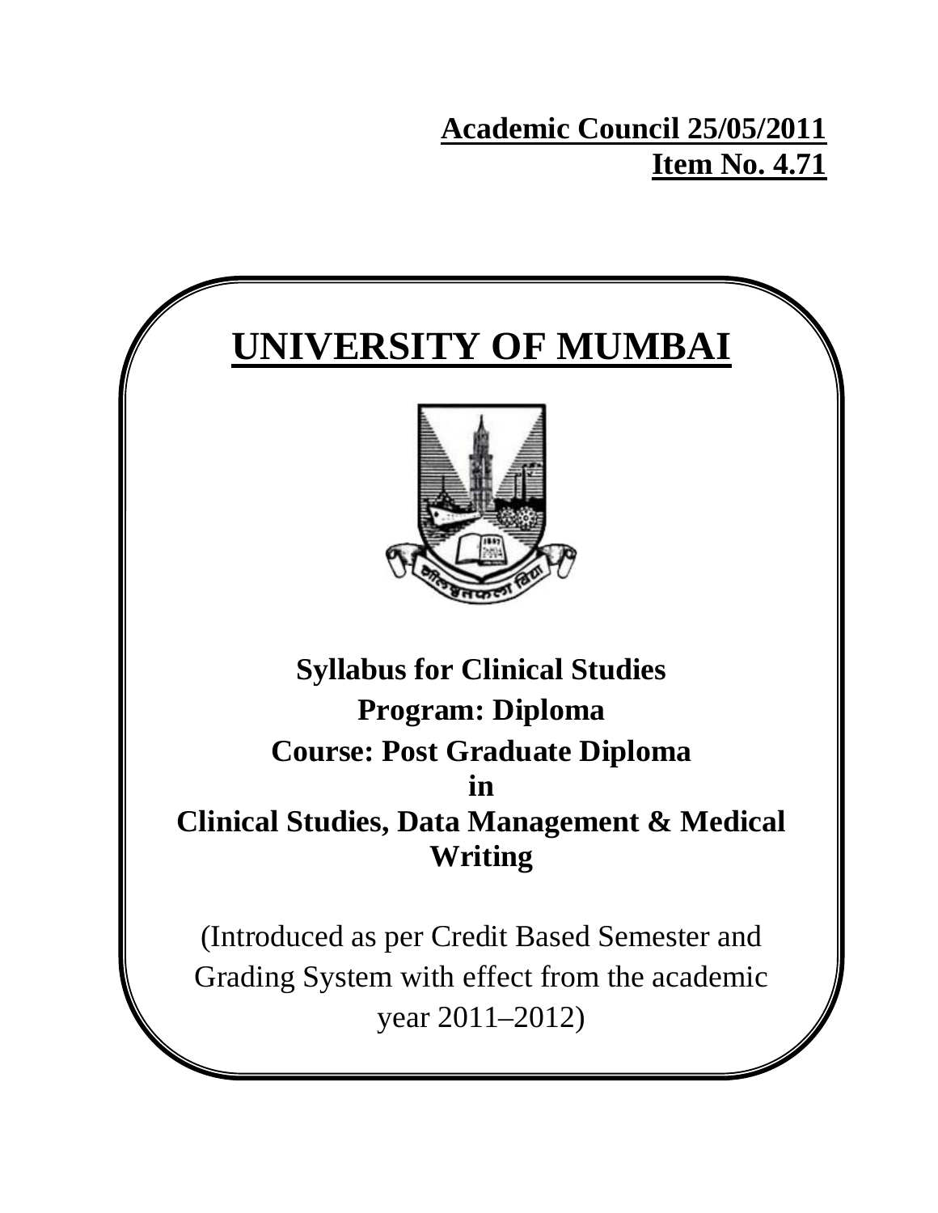**Academic Council 25/05/2011**
**Item No. 4.71**

# UNIVERSITY OF MUMBAI

## Syllabus for Clinical Studies

## Program: Diploma

## Course: Post Graduate Diploma in Clinical Studies, Data Management & Medical Writing

(Introduced as per Credit Based Semester and Grading System with effect from the academic year 2011–2012)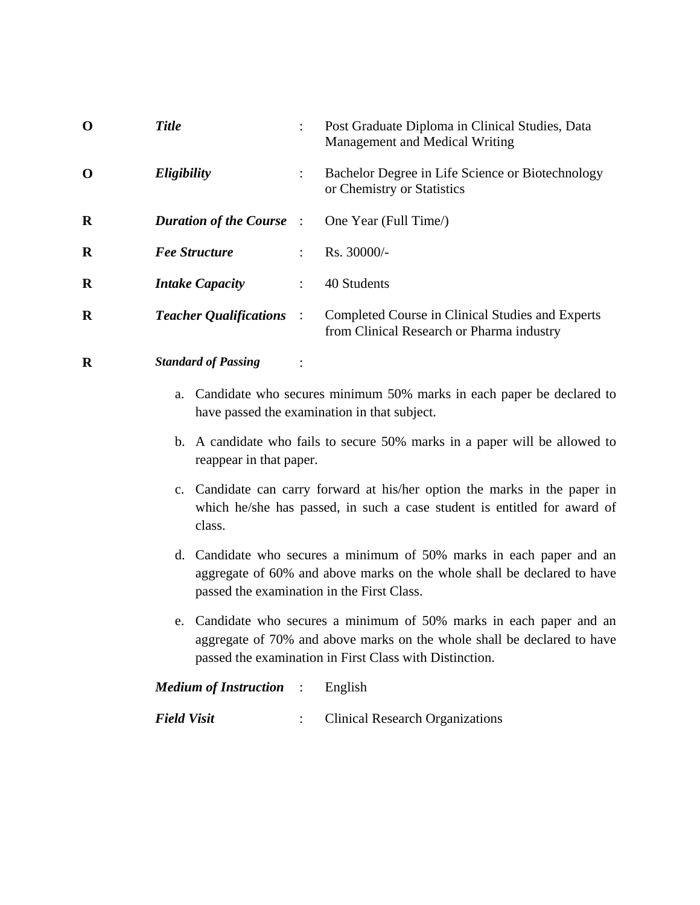| | | | |
|---|---|---|---|
| **O** | ***Title*** | : | Post Graduate Diploma in Clinical Studies, Data Management and Medical Writing |
| **O** | ***Eligibility*** | : | Bachelor Degree in Life Science or Biotechnology or Chemistry or Statistics |
| **R** | ***Duration of the Course*** | : | One Year (Full Time/) |
| **R** | ***Fee Structure*** | : | Rs. 30000/- |
| **R** | ***Intake Capacity*** | : | 40 Students |
| **R** | ***Teacher Qualifications*** | : | Completed Course in Clinical Studies and Experts from Clinical Research or Pharma industry |
| **R** | ***Standard of Passing*** | : | |

a. Candidate who secures minimum 50% marks in each paper be declared to have passed the examination in that subject.

b. A candidate who fails to secure 50% marks in a paper will be allowed to reappear in that paper.

c. Candidate can carry forward at his/her option the marks in the paper in which he/she has passed, in such a case student is entitled for award of class.

d. Candidate who secures a minimum of 50% marks in each paper and an aggregate of 60% and above marks on the whole shall be declared to have passed the examination in the First Class.

e. Candidate who secures a minimum of 50% marks in each paper and an aggregate of 70% and above marks on the whole shall be declared to have passed the examination in First Class with Distinction.

| | | |
|---|---|---|
| ***Medium of Instruction*** | : | English |
| ***Field Visit*** | : | Clinical Research Organizations |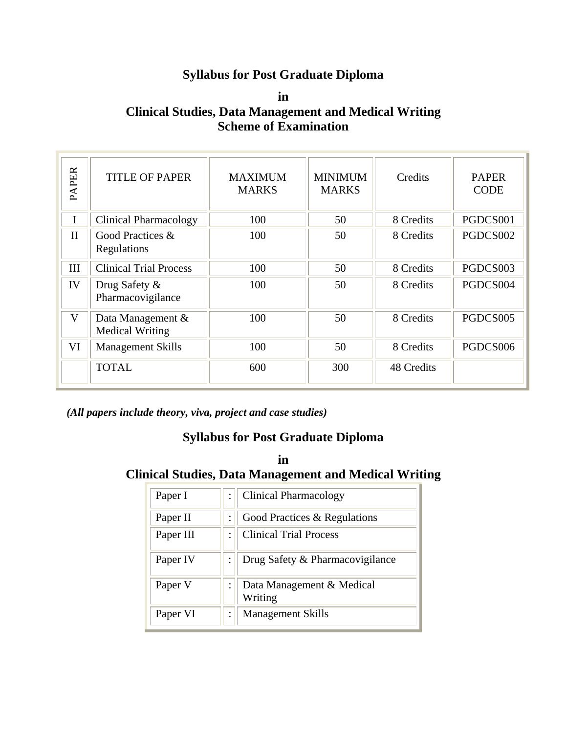# Syllabus for Post Graduate Diploma

## in
## Clinical Studies, Data Management and Medical Writing
## Scheme of Examination

| PAPER | TITLE OF PAPER | MAXIMUM MARKS | MINIMUM MARKS | Credits | PAPER CODE |
|---|---|---|---|---|---|
| I | Clinical Pharmacology | 100 | 50 | 8 Credits | PGDCS001 |
| II | Good Practices & Regulations | 100 | 50 | 8 Credits | PGDCS002 |
| III | Clinical Trial Process | 100 | 50 | 8 Credits | PGDCS003 |
| IV | Drug Safety & Pharmacovigilance | 100 | 50 | 8 Credits | PGDCS004 |
| V | Data Management & Medical Writing | 100 | 50 | 8 Credits | PGDCS005 |
| VI | Management Skills | 100 | 50 | 8 Credits | PGDCS006 |
| | TOTAL | 600 | 300 | 48 Credits | |

***(All papers include theory, viva, project and case studies)***

# Syllabus for Post Graduate Diploma

## in
## Clinical Studies, Data Management and Medical Writing

| | | |
|---|---|---|
| Paper I | : | Clinical Pharmacology |
| Paper II | : | Good Practices & Regulations |
| Paper III | : | Clinical Trial Process |
| Paper IV | : | Drug Safety & Pharmacovigilance |
| Paper V | : | Data Management & Medical Writing |
| Paper VI | : | Management Skills |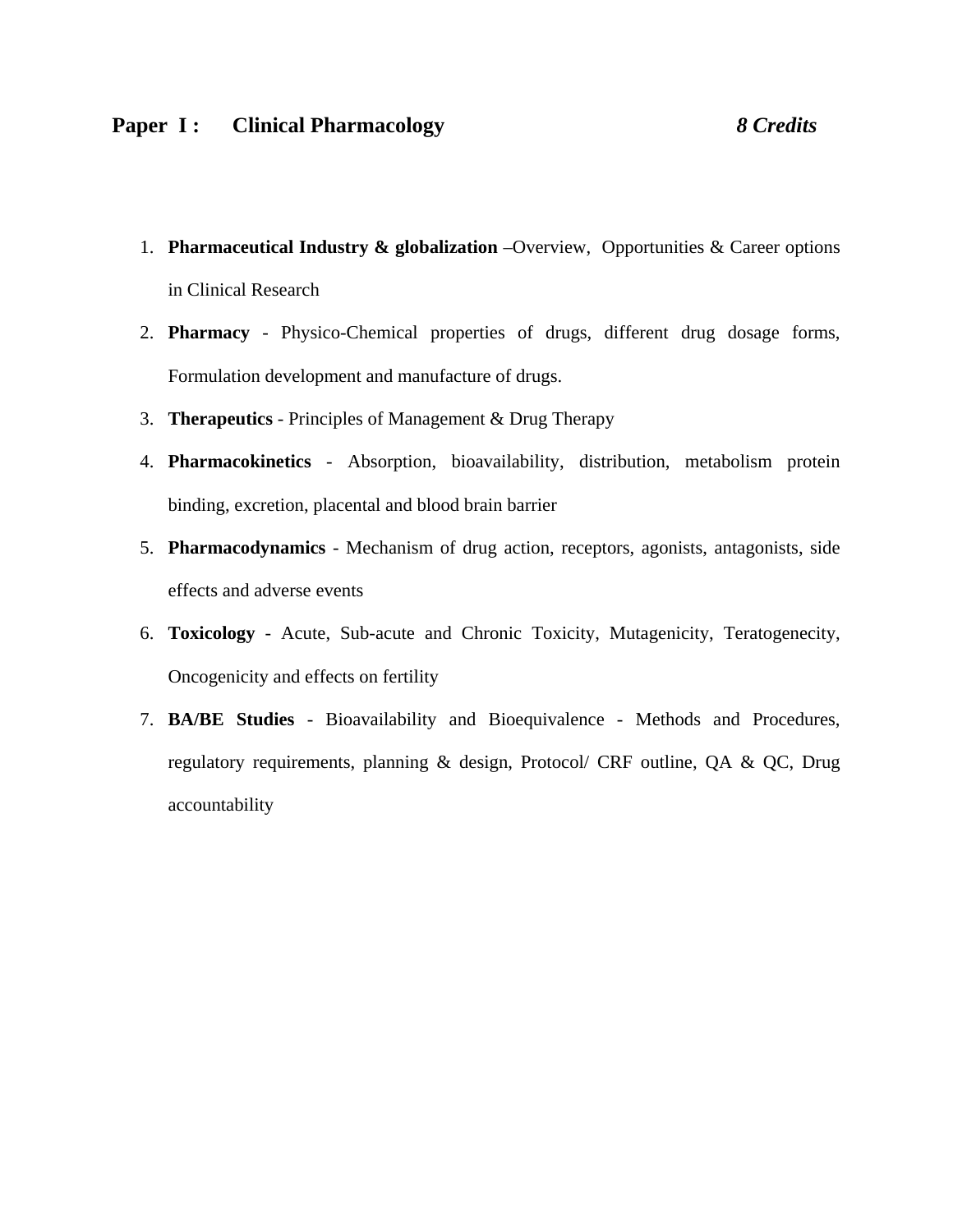## Paper I : Clinical Pharmacology *8 Credits*

1. **Pharmaceutical Industry & globalization** –Overview, Opportunities & Career options in Clinical Research
2. **Pharmacy** - Physico-Chemical properties of drugs, different drug dosage forms, Formulation development and manufacture of drugs.
3. **Therapeutics** - Principles of Management & Drug Therapy
4. **Pharmacokinetics** - Absorption, bioavailability, distribution, metabolism protein binding, excretion, placental and blood brain barrier
5. **Pharmacodynamics** - Mechanism of drug action, receptors, agonists, antagonists, side effects and adverse events
6. **Toxicology** - Acute, Sub-acute and Chronic Toxicity, Mutagenicity, Teratogenecity, Oncogenicity and effects on fertility
7. **BA/BE Studies** - Bioavailability and Bioequivalence - Methods and Procedures, regulatory requirements, planning & design, Protocol/ CRF outline, QA & QC, Drug accountability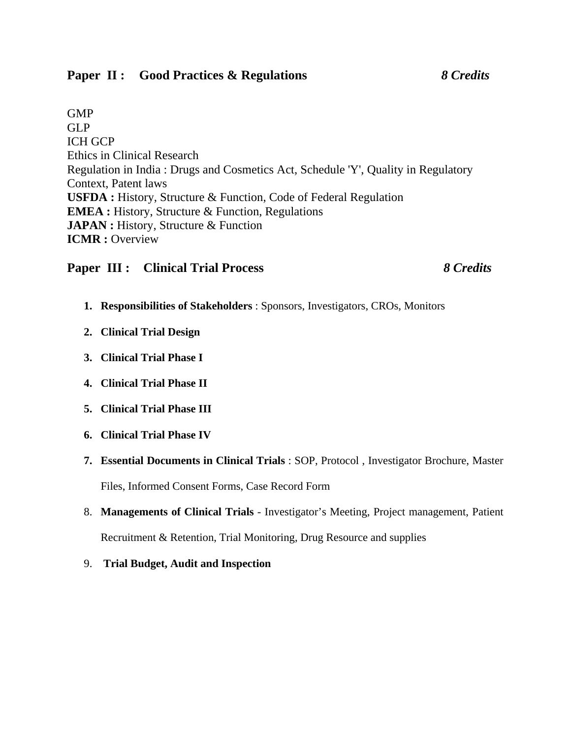## Paper II : Good Practices & Regulations *8 Credits*

GMP
GLP
ICH GCP
Ethics in Clinical Research
Regulation in India : Drugs and Cosmetics Act, Schedule 'Y', Quality in Regulatory Context, Patent laws
**USFDA :** History, Structure & Function, Code of Federal Regulation
**EMEA :** History, Structure & Function, Regulations
**JAPAN :** History, Structure & Function
**ICMR :** Overview

## Paper III : Clinical Trial Process *8 Credits*

1. **Responsibilities of Stakeholders** : Sponsors, Investigators, CROs, Monitors
2. **Clinical Trial Design**
3. **Clinical Trial Phase I**
4. **Clinical Trial Phase II**
5. **Clinical Trial Phase III**
6. **Clinical Trial Phase IV**
7. **Essential Documents in Clinical Trials** : SOP, Protocol , Investigator Brochure, Master Files, Informed Consent Forms, Case Record Form
8. **Managements of Clinical Trials** - Investigator's Meeting, Project management, Patient Recruitment & Retention, Trial Monitoring, Drug Resource and supplies
9. **Trial Budget, Audit and Inspection**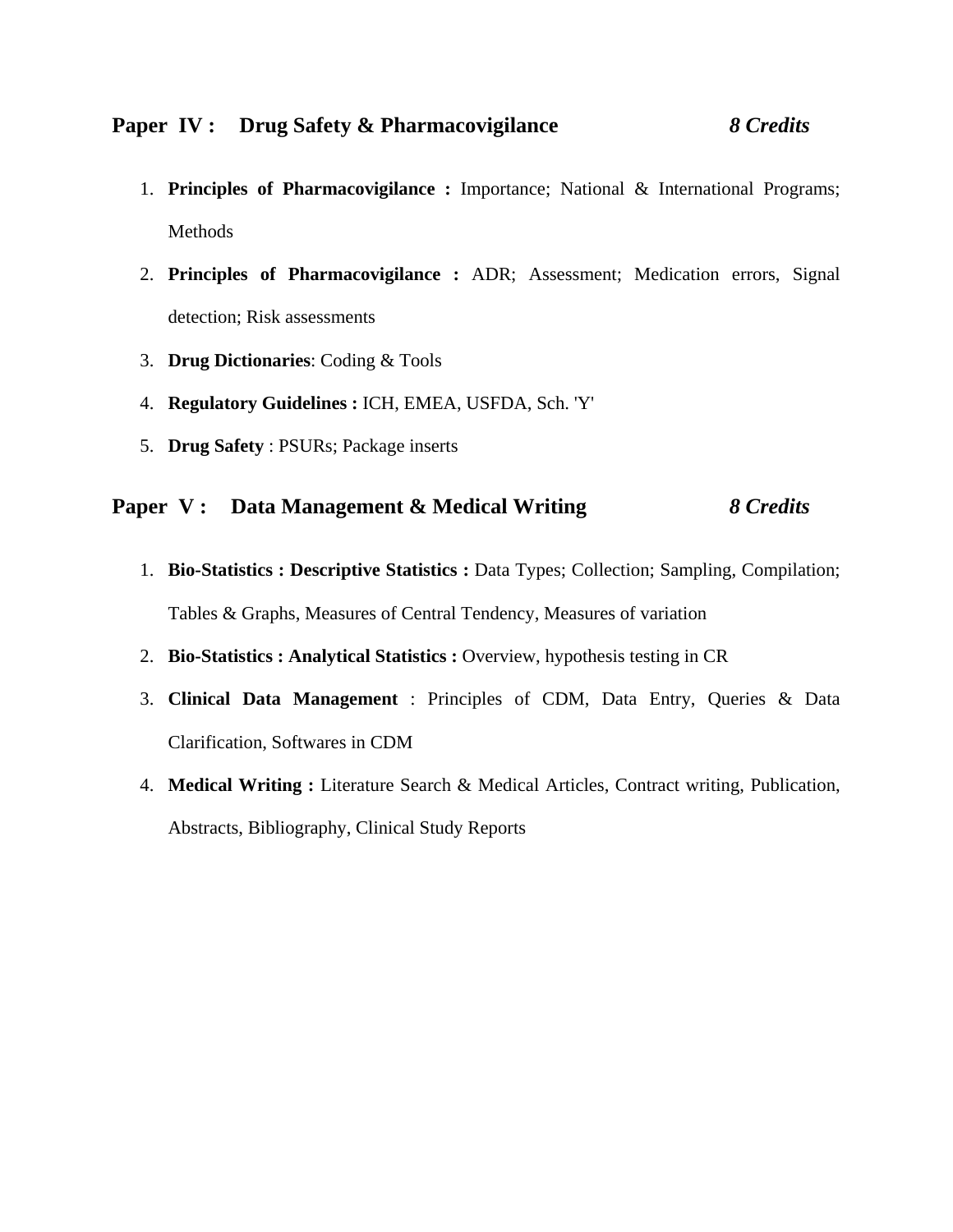## Paper IV : Drug Safety & Pharmacovigilance *8 Credits*

1. **Principles of Pharmacovigilance :** Importance; National & International Programs; Methods
2. **Principles of Pharmacovigilance :** ADR; Assessment; Medication errors, Signal detection; Risk assessments
3. **Drug Dictionaries**: Coding & Tools
4. **Regulatory Guidelines :** ICH, EMEA, USFDA, Sch. 'Y'
5. **Drug Safety** : PSURs; Package inserts

## Paper V : Data Management & Medical Writing *8 Credits*

1. **Bio-Statistics : Descriptive Statistics :** Data Types; Collection; Sampling, Compilation; Tables & Graphs, Measures of Central Tendency, Measures of variation
2. **Bio-Statistics : Analytical Statistics :** Overview, hypothesis testing in CR
3. **Clinical Data Management** : Principles of CDM, Data Entry, Queries & Data Clarification, Softwares in CDM
4. **Medical Writing :** Literature Search & Medical Articles, Contract writing, Publication, Abstracts, Bibliography, Clinical Study Reports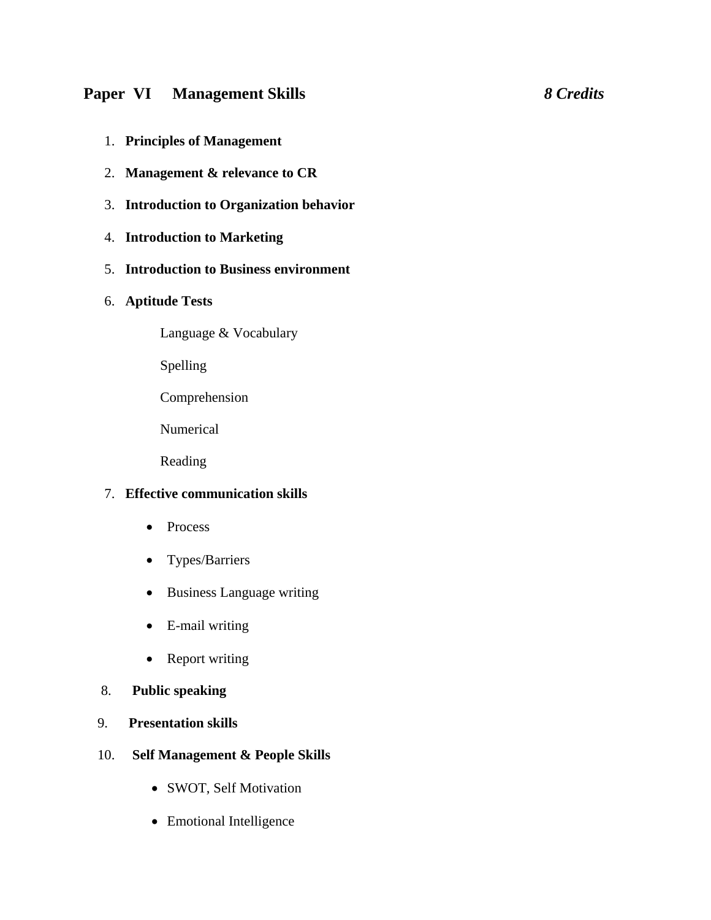## Paper VI Management Skills *8 Credits*

1. **Principles of Management**
2. **Management & relevance to CR**
3. **Introduction to Organization behavior**
4. **Introduction to Marketing**
5. **Introduction to Business environment**
6. **Aptitude Tests**

   Language & Vocabulary

   Spelling

   Comprehension

   Numerical

   Reading

7. **Effective communication skills**
   - Process
   - Types/Barriers
   - Business Language writing
   - E-mail writing
   - Report writing
8. **Public speaking**
9. **Presentation skills**
10. **Self Management & People Skills**
    - SWOT, Self Motivation
    - Emotional Intelligence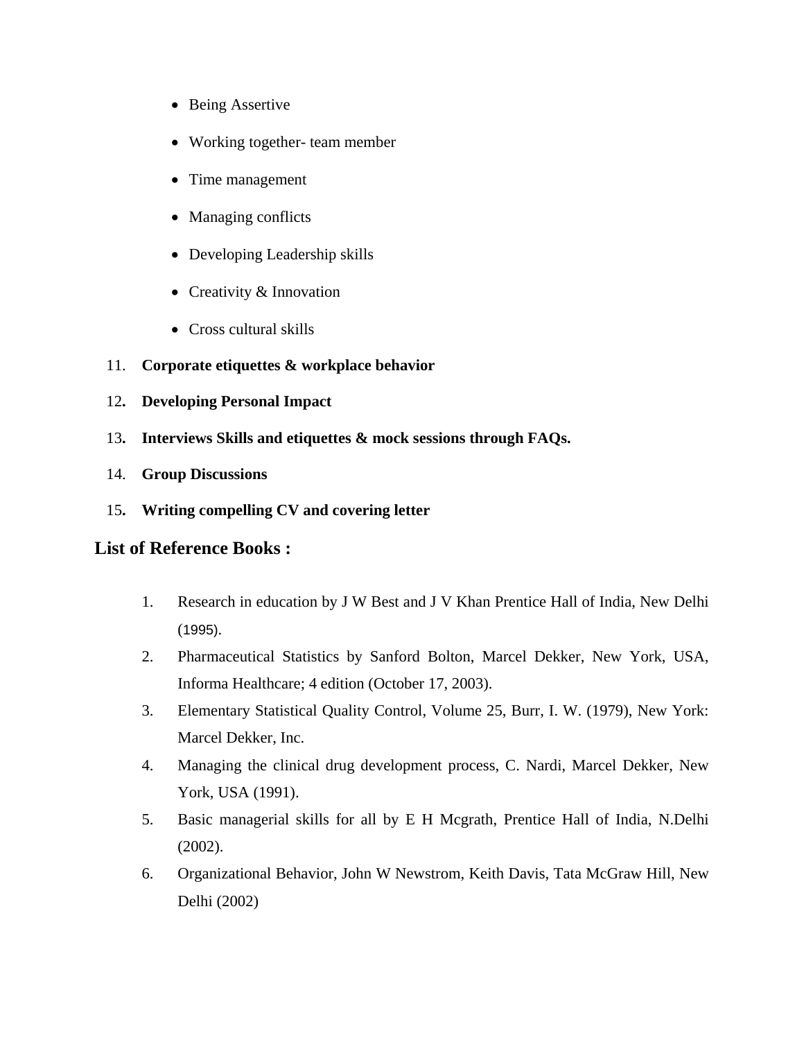- Being Assertive
- Working together- team member
- Time management
- Managing conflicts
- Developing Leadership skills
- Creativity & Innovation
- Cross cultural skills

11. **Corporate etiquettes & workplace behavior**
12. **Developing Personal Impact**
13. **Interviews Skills and etiquettes & mock sessions through FAQs.**
14. **Group Discussions**
15. **Writing compelling CV and covering letter**

## List of Reference Books :

1. Research in education by J W Best and J V Khan Prentice Hall of India, New Delhi (1995).
2. Pharmaceutical Statistics by Sanford Bolton, Marcel Dekker, New York, USA, Informa Healthcare; 4 edition (October 17, 2003).
3. Elementary Statistical Quality Control, Volume 25, Burr, I. W. (1979), New York: Marcel Dekker, Inc.
4. Managing the clinical drug development process, C. Nardi, Marcel Dekker, New York, USA (1991).
5. Basic managerial skills for all by E H Mcgrath, Prentice Hall of India, N.Delhi (2002).
6. Organizational Behavior, John W Newstrom, Keith Davis, Tata McGraw Hill, New Delhi (2002)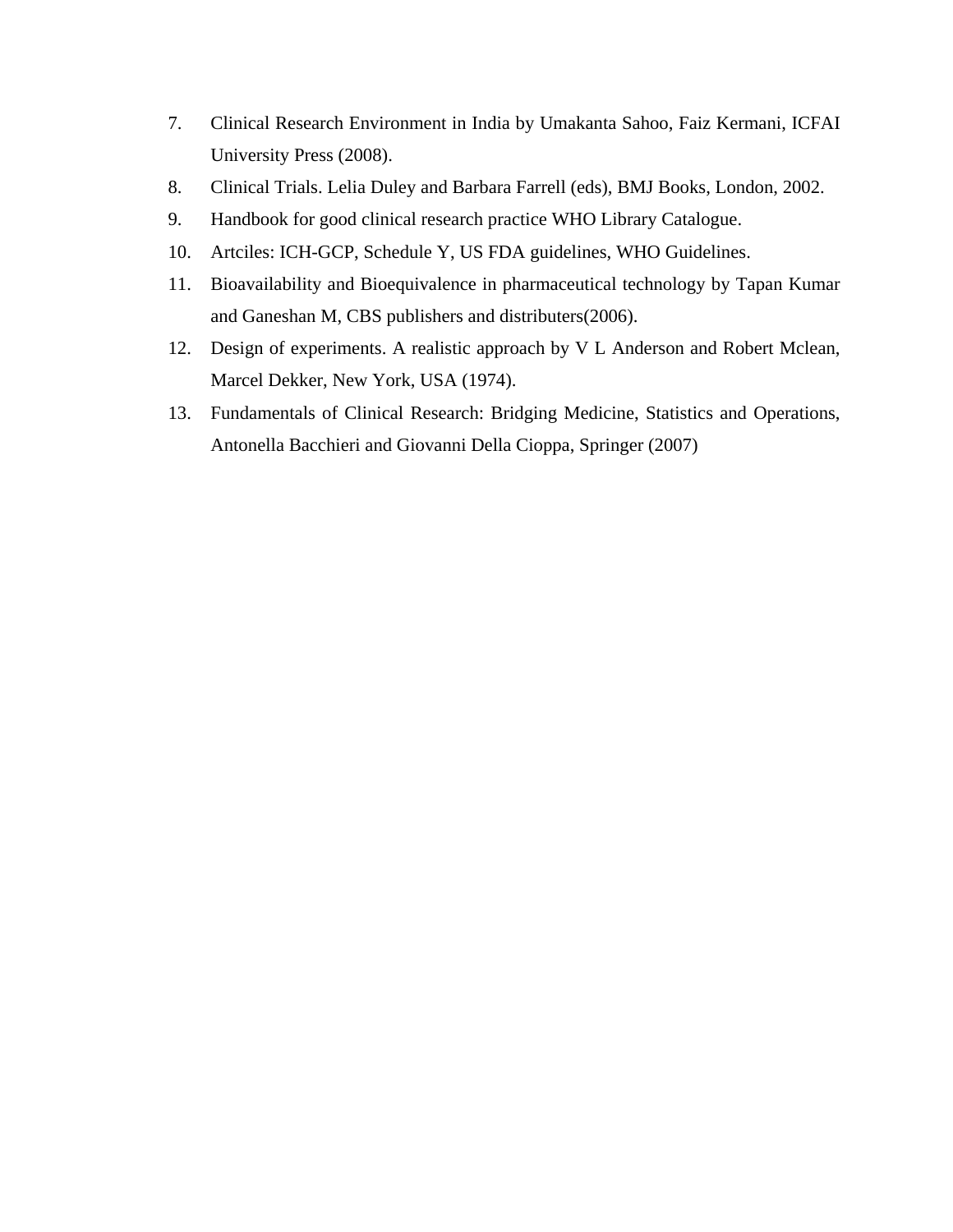7. Clinical Research Environment in India by Umakanta Sahoo, Faiz Kermani, ICFAI University Press (2008).
8. Clinical Trials. Lelia Duley and Barbara Farrell (eds), BMJ Books, London, 2002.
9. Handbook for good clinical research practice WHO Library Catalogue.
10. Artciles: ICH-GCP, Schedule Y, US FDA guidelines, WHO Guidelines.
11. Bioavailability and Bioequivalence in pharmaceutical technology by Tapan Kumar and Ganeshan M, CBS publishers and distributers(2006).
12. Design of experiments. A realistic approach by V L Anderson and Robert Mclean, Marcel Dekker, New York, USA (1974).
13. Fundamentals of Clinical Research: Bridging Medicine, Statistics and Operations, Antonella Bacchieri and Giovanni Della Cioppa, Springer (2007)